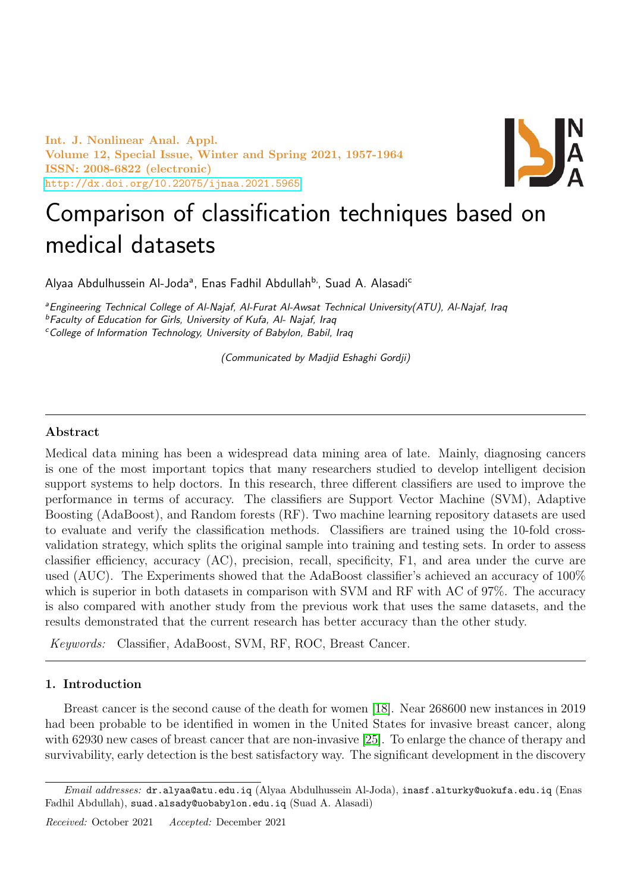# Comparison of classification techniques based on medical datasets

Alyaa Abdulhussein Al-Joda[a], Enas Fadhil Abdullah[b], Suad A. Alasadi[c]

[a]*Engineering Technical College of Al-Najaf, Al-Furat Al-Awsat Technical University(ATU), Al-Najaf, Iraq*
[b]*Faculty of Education for Girls, University of Kufa, Al- Najaf, Iraq*
[c]*College of Information Technology, University of Babylon, Babil, Iraq*

*(Communicated by Madjid Eshaghi Gordji)*

---

### Abstract

Medical data mining has been a widespread data mining area of late. Mainly, diagnosing cancers is one of the most important topics that many researchers studied to develop intelligent decision support systems to help doctors. In this research, three different classifiers are used to improve the performance in terms of accuracy. The classifiers are Support Vector Machine (SVM), Adaptive Boosting (AdaBoost), and Random forests (RF). Two machine learning repository datasets are used to evaluate and verify the classification methods. Classifiers are trained using the 10-fold cross-validation strategy, which splits the original sample into training and testing sets. In order to assess classifier efficiency, accuracy (AC), precision, recall, specificity, F1, and area under the curve are used (AUC). The Experiments showed that the AdaBoost classifier's achieved an accuracy of 100% which is superior in both datasets in comparison with SVM and RF with AC of 97%. The accuracy is also compared with another study from the previous work that uses the same datasets, and the results demonstrated that the current research has better accuracy than the other study.

*Keywords:* Classifier, AdaBoost, SVM, RF, ROC, Breast Cancer.

---

## 1. Introduction

Breast cancer is the second cause of the death for women [18]. Near 268600 new instances in 2019 had been probable to be identified in women in the United States for invasive breast cancer, along with 62930 new cases of breast cancer that are non-invasive [25]. To enlarge the chance of therapy and survivability, early detection is the best satisfactory way. The significant development in the discovery

---

*Email addresses:* dr.alyaa@atu.edu.iq (Alyaa Abdulhussein Al-Joda), inasf.alturky@uokufa.edu.iq (Enas Fadhil Abdullah), suad.alsady@uobabylon.edu.iq (Suad A. Alasadi)

*Received:* October 2021 *Accepted:* December 2021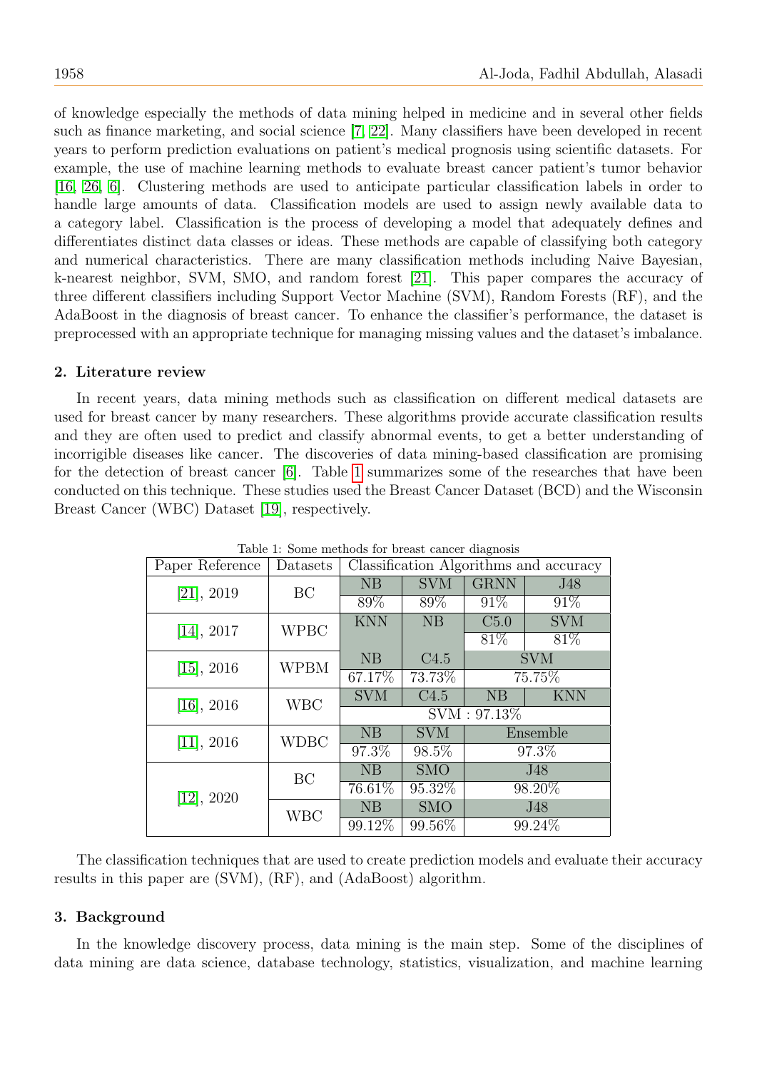of knowledge especially the methods of data mining helped in medicine and in several other fields such as finance marketing, and social science [7, 22]. Many classifiers have been developed in recent years to perform prediction evaluations on patient's medical prognosis using scientific datasets. For example, the use of machine learning methods to evaluate breast cancer patient's tumor behavior [16, 26, 6]. Clustering methods are used to anticipate particular classification labels in order to handle large amounts of data. Classification models are used to assign newly available data to a category label. Classification is the process of developing a model that adequately defines and differentiates distinct data classes or ideas. These methods are capable of classifying both category and numerical characteristics. There are many classification methods including Naive Bayesian, k-nearest neighbor, SVM, SMO, and random forest [21]. This paper compares the accuracy of three different classifiers including Support Vector Machine (SVM), Random Forests (RF), and the AdaBoost in the diagnosis of breast cancer. To enhance the classifier's performance, the dataset is preprocessed with an appropriate technique for managing missing values and the dataset's imbalance.

## 2. Literature review

In recent years, data mining methods such as classification on different medical datasets are used for breast cancer by many researchers. These algorithms provide accurate classification results and they are often used to predict and classify abnormal events, to get a better understanding of incorrigible diseases like cancer. The discoveries of data mining-based classification are promising for the detection of breast cancer [6]. Table 1 summarizes some of the researches that have been conducted on this technique. These studies used the Breast Cancer Dataset (BCD) and the Wisconsin Breast Cancer (WBC) Dataset [19], respectively.

Table 1: Some methods for breast cancer diagnosis

| Paper Reference | Datasets | Classification Algorithms and accuracy | | | |
|---|---|---|---|---|---|
| [21], 2019 | BC | NB | SVM | GRNN | J48 |
| | | 89% | 89% | 91% | 91% |
| [14], 2017 | WPBC | KNN | NB | C5.0 | SVM |
| | | | | 81% | 81% |
| [15], 2016 | WPBM | NB | C4.5 | SVM | |
| | | 67.17% | 73.73% | 75.75% | |
| [16], 2016 | WBC | SVM | C4.5 | NB | KNN |
| | | SVM : 97.13% | | | |
| [11], 2016 | WDBC | NB | SVM | Ensemble | |
| | | 97.3% | 98.5% | 97.3% | |
| [12], 2020 | BC | NB | SMO | J48 | |
| | | 76.61% | 95.32% | 98.20% | |
| | WBC | NB | SMO | J48 | |
| | | 99.12% | 99.56% | 99.24% | |

The classification techniques that are used to create prediction models and evaluate their accuracy results in this paper are (SVM), (RF), and (AdaBoost) algorithm.

## 3. Background

In the knowledge discovery process, data mining is the main step. Some of the disciplines of data mining are data science, database technology, statistics, visualization, and machine learning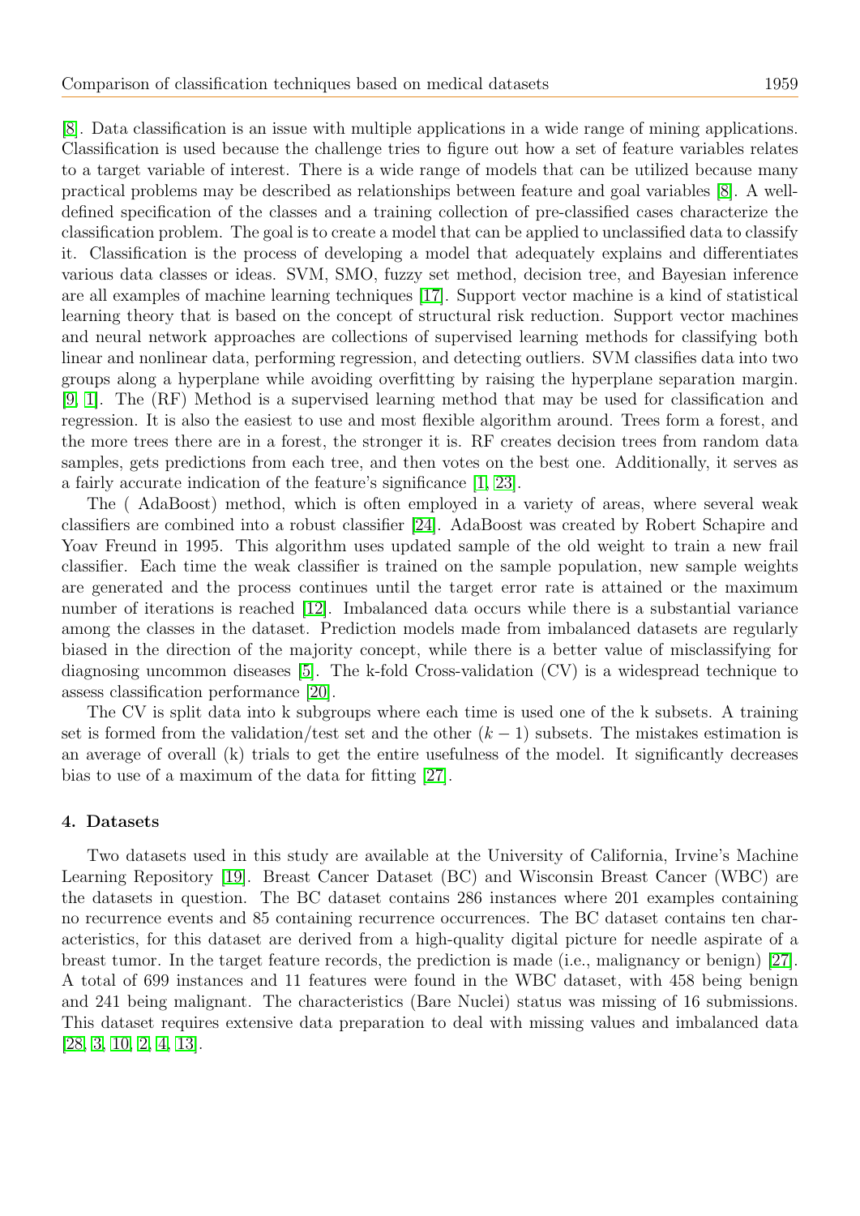[8]. Data classification is an issue with multiple applications in a wide range of mining applications. Classification is used because the challenge tries to figure out how a set of feature variables relates to a target variable of interest. There is a wide range of models that can be utilized because many practical problems may be described as relationships between feature and goal variables [8]. A well-defined specification of the classes and a training collection of pre-classified cases characterize the classification problem. The goal is to create a model that can be applied to unclassified data to classify it. Classification is the process of developing a model that adequately explains and differentiates various data classes or ideas. SVM, SMO, fuzzy set method, decision tree, and Bayesian inference are all examples of machine learning techniques [17]. Support vector machine is a kind of statistical learning theory that is based on the concept of structural risk reduction. Support vector machines and neural network approaches are collections of supervised learning methods for classifying both linear and nonlinear data, performing regression, and detecting outliers. SVM classifies data into two groups along a hyperplane while avoiding overfitting by raising the hyperplane separation margin. [9, 1]. The (RF) Method is a supervised learning method that may be used for classification and regression. It is also the easiest to use and most flexible algorithm around. Trees form a forest, and the more trees there are in a forest, the stronger it is. RF creates decision trees from random data samples, gets predictions from each tree, and then votes on the best one. Additionally, it serves as a fairly accurate indication of the feature's significance [1, 23].

The ( AdaBoost) method, which is often employed in a variety of areas, where several weak classifiers are combined into a robust classifier [24]. AdaBoost was created by Robert Schapire and Yoav Freund in 1995. This algorithm uses updated sample of the old weight to train a new frail classifier. Each time the weak classifier is trained on the sample population, new sample weights are generated and the process continues until the target error rate is attained or the maximum number of iterations is reached [12]. Imbalanced data occurs while there is a substantial variance among the classes in the dataset. Prediction models made from imbalanced datasets are regularly biased in the direction of the majority concept, while there is a better value of misclassifying for diagnosing uncommon diseases [5]. The k-fold Cross-validation (CV) is a widespread technique to assess classification performance [20].

The CV is split data into k subgroups where each time is used one of the k subsets. A training set is formed from the validation/test set and the other $(k - 1)$ subsets. The mistakes estimation is an average of overall (k) trials to get the entire usefulness of the model. It significantly decreases bias to use of a maximum of the data for fitting [27].

## 4. Datasets

Two datasets used in this study are available at the University of California, Irvine's Machine Learning Repository [19]. Breast Cancer Dataset (BC) and Wisconsin Breast Cancer (WBC) are the datasets in question. The BC dataset contains 286 instances where 201 examples containing no recurrence events and 85 containing recurrence occurrences. The BC dataset contains ten characteristics, for this dataset are derived from a high-quality digital picture for needle aspirate of a breast tumor. In the target feature records, the prediction is made (i.e., malignancy or benign) [27]. A total of 699 instances and 11 features were found in the WBC dataset, with 458 being benign and 241 being malignant. The characteristics (Bare Nuclei) status was missing of 16 submissions. This dataset requires extensive data preparation to deal with missing values and imbalanced data [28, 3, 10, 2, 4, 13].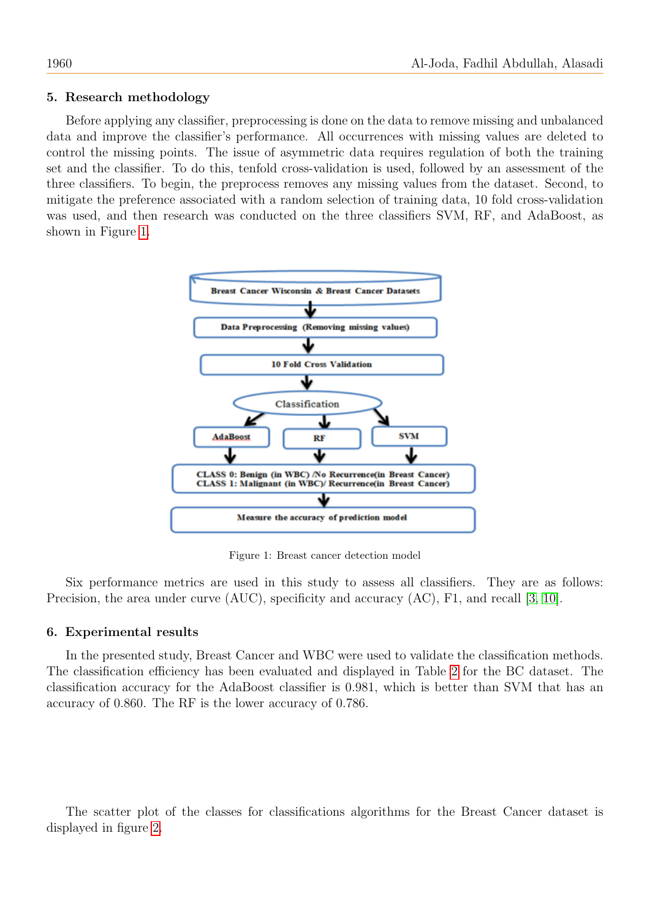## 5. Research methodology

Before applying any classifier, preprocessing is done on the data to remove missing and unbalanced data and improve the classifier's performance. All occurrences with missing values are deleted to control the missing points. The issue of asymmetric data requires regulation of both the training set and the classifier. To do this, tenfold cross-validation is used, followed by an assessment of the three classifiers. To begin, the preprocess removes any missing values from the dataset. Second, to mitigate the preference associated with a random selection of training data, 10 fold cross-validation was used, and then research was conducted on the three classifiers SVM, RF, and AdaBoost, as shown in Figure 1.

Breast Cancer Wisconsin & Breast Cancer Datasets

Data Preprocessing (Removing missing values)

10 Fold Cross Validation

Classification

AdaBoost | RF | SVM

CLASS 0: Benign (in WBC) /No Recurrence(in Breast Cancer)
CLASS 1: Malignant (in WBC)/ Recurrence(in Breast Cancer)

Measure the accuracy of prediction model

Figure 1: Breast cancer detection model

Six performance metrics are used in this study to assess all classifiers. They are as follows: Precision, the area under curve (AUC), specificity and accuracy (AC), F1, and recall [3, 10].

## 6. Experimental results

In the presented study, Breast Cancer and WBC were used to validate the classification methods. The classification efficiency has been evaluated and displayed in Table 2 for the BC dataset. The classification accuracy for the AdaBoost classifier is 0.981, which is better than SVM that has an accuracy of 0.860. The RF is the lower accuracy of 0.786.

The scatter plot of the classes for classifications algorithms for the Breast Cancer dataset is displayed in figure 2.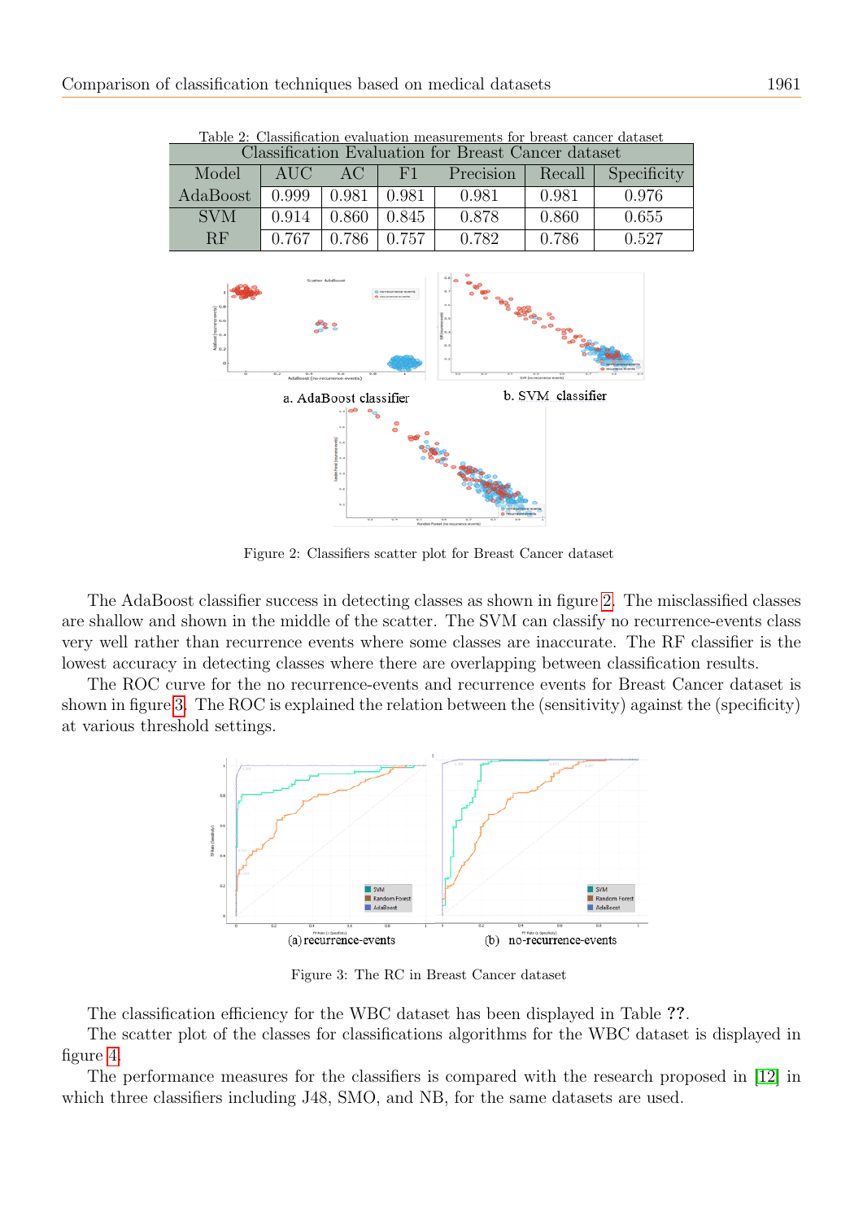Table 2: Classification evaluation measurements for breast cancer dataset

| Classification Evaluation for Breast Cancer dataset | | | | | | |
|---|---|---|---|---|---|---|
| Model | AUC | AC | F1 | Precision | Recall | Specificity |
| AdaBoost | 0.999 | 0.981 | 0.981 | 0.981 | 0.981 | 0.976 |
| SVM | 0.914 | 0.860 | 0.845 | 0.878 | 0.860 | 0.655 |
| RF | 0.767 | 0.786 | 0.757 | 0.782 | 0.786 | 0.527 |

a. AdaBoost classifier

b. SVM classifier

Figure 2: Classifiers scatter plot for Breast Cancer dataset

The AdaBoost classifier success in detecting classes as shown in figure 2. The misclassified classes are shallow and shown in the middle of the scatter. The SVM can classify no recurrence-events class very well rather than recurrence events where some classes are inaccurate. The RF classifier is the lowest accuracy in detecting classes where there are overlapping between classification results.

The ROC curve for the no recurrence-events and recurrence events for Breast Cancer dataset is shown in figure 3. The ROC is explained the relation between the (sensitivity) against the (specificity) at various threshold settings.

(a) recurrence-events

(b) no-recurrence-events

Figure 3: The RC in Breast Cancer dataset

The classification efficiency for the WBC dataset has been displayed in Table ??.

The scatter plot of the classes for classifications algorithms for the WBC dataset is displayed in figure 4.

The performance measures for the classifiers is compared with the research proposed in [12] in which three classifiers including J48, SMO, and NB, for the same datasets are used.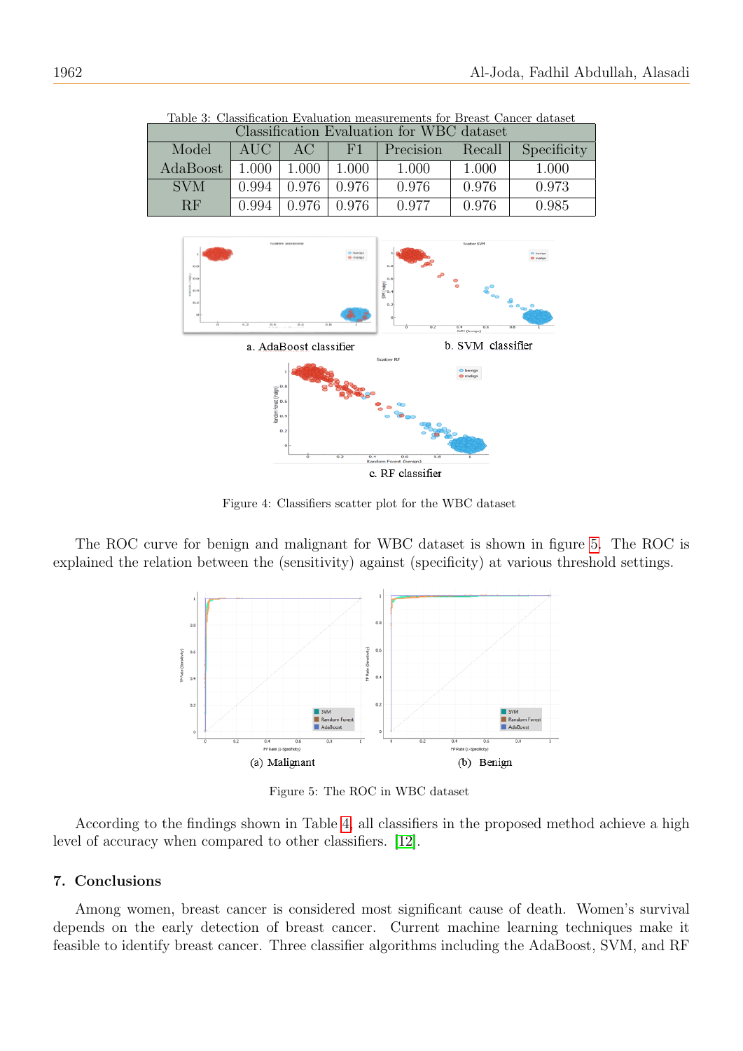Table 3: Classification Evaluation measurements for Breast Cancer dataset

| Classification Evaluation for WBC dataset | | | | | | |
|---|---|---|---|---|---|---|
| Model | AUC | AC | F1 | Precision | Recall | Specificity |
| AdaBoost | 1.000 | 1.000 | 1.000 | 1.000 | 1.000 | 1.000 |
| SVM | 0.994 | 0.976 | 0.976 | 0.976 | 0.976 | 0.973 |
| RF | 0.994 | 0.976 | 0.976 | 0.977 | 0.976 | 0.985 |

a. AdaBoost classifier

b. SVM classifier

c. RF classifier

Figure 4: Classifiers scatter plot for the WBC dataset

The ROC curve for benign and malignant for WBC dataset is shown in figure 5. The ROC is explained the relation between the (sensitivity) against (specificity) at various threshold settings.

(a) Malignant

(b) Benign

Figure 5: The ROC in WBC dataset

According to the findings shown in Table 4, all classifiers in the proposed method achieve a high level of accuracy when compared to other classifiers. [12].

## 7. Conclusions

Among women, breast cancer is considered most significant cause of death. Women's survival depends on the early detection of breast cancer. Current machine learning techniques make it feasible to identify breast cancer. Three classifier algorithms including the AdaBoost, SVM, and RF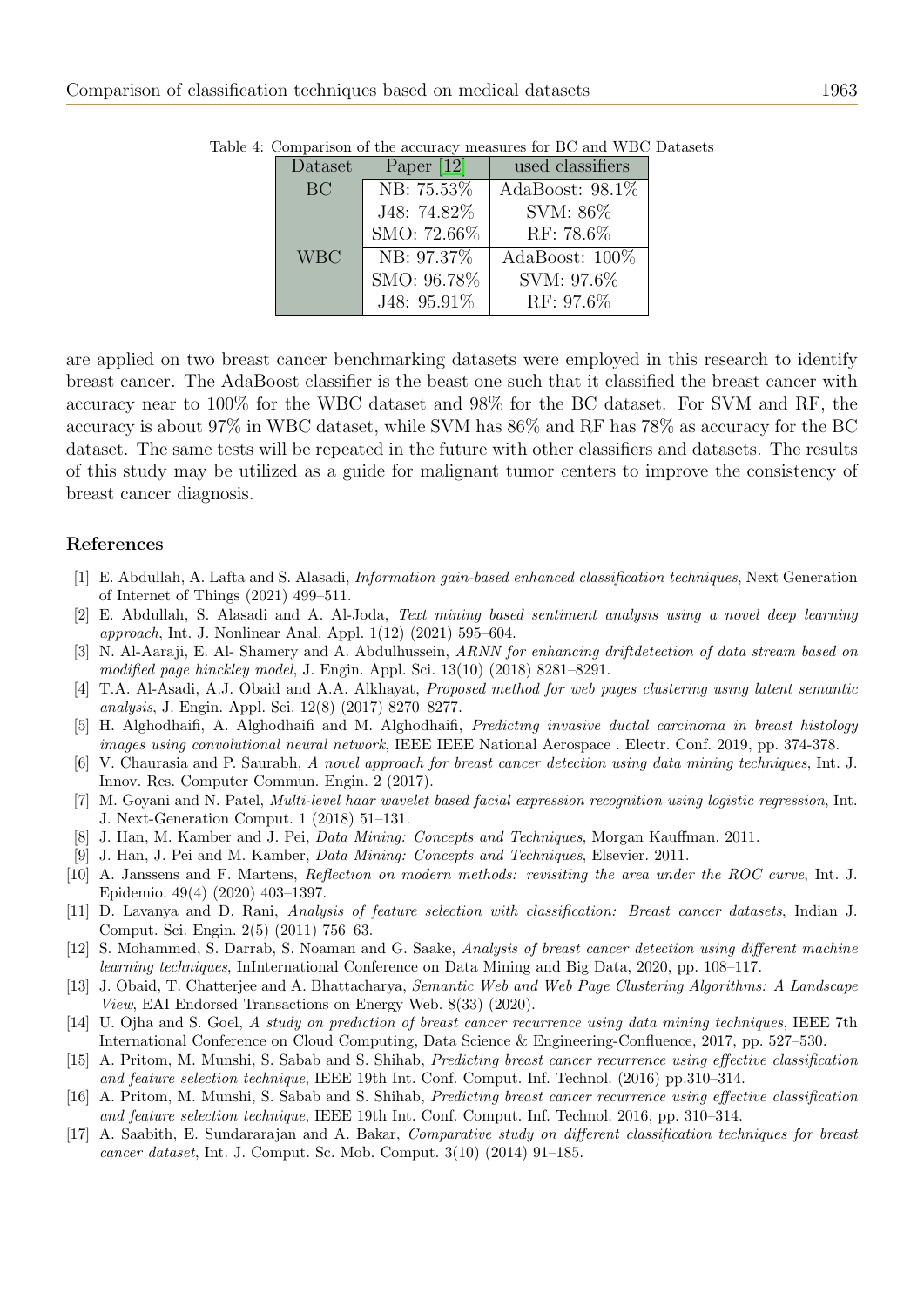Table 4: Comparison of the accuracy measures for BC and WBC Datasets

| Dataset | Paper [12] | used classifiers |
|---|---|---|
| BC | NB: 75.53% | AdaBoost: 98.1% |
| | J48: 74.82% | SVM: 86% |
| | SMO: 72.66% | RF: 78.6% |
| WBC | NB: 97.37% | AdaBoost: 100% |
| | SMO: 96.78% | SVM: 97.6% |
| | J48: 95.91% | RF: 97.6% |

are applied on two breast cancer benchmarking datasets were employed in this research to identify breast cancer. The AdaBoost classifier is the beast one such that it classified the breast cancer with accuracy near to 100% for the WBC dataset and 98% for the BC dataset. For SVM and RF, the accuracy is about 97% in WBC dataset, while SVM has 86% and RF has 78% as accuracy for the BC dataset. The same tests will be repeated in the future with other classifiers and datasets. The results of this study may be utilized as a guide for malignant tumor centers to improve the consistency of breast cancer diagnosis.

## References

[1] E. Abdullah, A. Lafta and S. Alasadi, *Information gain-based enhanced classification techniques*, Next Generation of Internet of Things (2021) 499–511.

[2] E. Abdullah, S. Alasadi and A. Al-Joda, *Text mining based sentiment analysis using a novel deep learning approach*, Int. J. Nonlinear Anal. Appl. 1(12) (2021) 595–604.

[3] N. Al-Aaraji, E. Al- Shamery and A. Abdulhussein, *ARNN for enhancing driftdetection of data stream based on modified page hinckley model*, J. Engin. Appl. Sci. 13(10) (2018) 8281–8291.

[4] T.A. Al-Asadi, A.J. Obaid and A.A. Alkhayat, *Proposed method for web pages clustering using latent semantic analysis*, J. Engin. Appl. Sci. 12(8) (2017) 8270–8277.

[5] H. Alghodhaifi, A. Alghodhaifi and M. Alghodhaifi, *Predicting invasive ductal carcinoma in breast histology images using convolutional neural network*, IEEE IEEE National Aerospace . Electr. Conf. 2019, pp. 374-378.

[6] V. Chaurasia and P. Saurabh, *A novel approach for breast cancer detection using data mining techniques*, Int. J. Innov. Res. Computer Commun. Engin. 2 (2017).

[7] M. Goyani and N. Patel, *Multi-level haar wavelet based facial expression recognition using logistic regression*, Int. J. Next-Generation Comput. 1 (2018) 51–131.

[8] J. Han, M. Kamber and J. Pei, *Data Mining: Concepts and Techniques*, Morgan Kauffman. 2011.

[9] J. Han, J. Pei and M. Kamber, *Data Mining: Concepts and Techniques*, Elsevier. 2011.

[10] A. Janssens and F. Martens, *Reflection on modern methods: revisiting the area under the ROC curve*, Int. J. Epidemio. 49(4) (2020) 403–1397.

[11] D. Lavanya and D. Rani, *Analysis of feature selection with classification: Breast cancer datasets*, Indian J. Comput. Sci. Engin. 2(5) (2011) 756–63.

[12] S. Mohammed, S. Darrab, S. Noaman and G. Saake, *Analysis of breast cancer detection using different machine learning techniques*, InInternational Conference on Data Mining and Big Data, 2020, pp. 108–117.

[13] J. Obaid, T. Chatterjee and A. Bhattacharya, *Semantic Web and Web Page Clustering Algorithms: A Landscape View*, EAI Endorsed Transactions on Energy Web. 8(33) (2020).

[14] U. Ojha and S. Goel, *A study on prediction of breast cancer recurrence using data mining techniques*, IEEE 7th International Conference on Cloud Computing, Data Science & Engineering-Confluence, 2017, pp. 527–530.

[15] A. Pritom, M. Munshi, S. Sabab and S. Shihab, *Predicting breast cancer recurrence using effective classification and feature selection technique*, IEEE 19th Int. Conf. Comput. Inf. Technol. (2016) pp.310–314.

[16] A. Pritom, M. Munshi, S. Sabab and S. Shihab, *Predicting breast cancer recurrence using effective classification and feature selection technique*, IEEE 19th Int. Conf. Comput. Inf. Technol. 2016, pp. 310–314.

[17] A. Saabith, E. Sundararajan and A. Bakar, *Comparative study on different classification techniques for breast cancer dataset*, Int. J. Comput. Sc. Mob. Comput. 3(10) (2014) 91–185.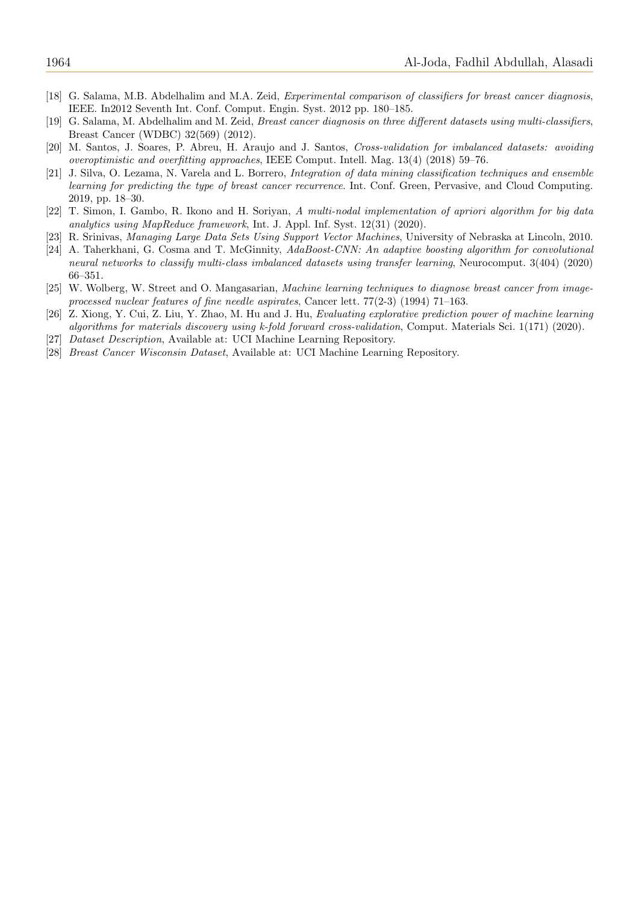[18] G. Salama, M.B. Abdelhalim and M.A. Zeid, *Experimental comparison of classifiers for breast cancer diagnosis*, IEEE. In2012 Seventh Int. Conf. Comput. Engin. Syst. 2012 pp. 180–185.

[19] G. Salama, M. Abdelhalim and M. Zeid, *Breast cancer diagnosis on three different datasets using multi-classifiers*, Breast Cancer (WDBC) 32(569) (2012).

[20] M. Santos, J. Soares, P. Abreu, H. Araujo and J. Santos, *Cross-validation for imbalanced datasets: avoiding overoptimistic and overfitting approaches*, IEEE Comput. Intell. Mag. 13(4) (2018) 59–76.

[21] J. Silva, O. Lezama, N. Varela and L. Borrero, *Integration of data mining classification techniques and ensemble learning for predicting the type of breast cancer recurrence*. Int. Conf. Green, Pervasive, and Cloud Computing. 2019, pp. 18–30.

[22] T. Simon, I. Gambo, R. Ikono and H. Soriyan, *A multi-nodal implementation of apriori algorithm for big data analytics using MapReduce framework*, Int. J. Appl. Inf. Syst. 12(31) (2020).

[23] R. Srinivas, *Managing Large Data Sets Using Support Vector Machines*, University of Nebraska at Lincoln, 2010.

[24] A. Taherkhani, G. Cosma and T. McGinnity, *AdaBoost-CNN: An adaptive boosting algorithm for convolutional neural networks to classify multi-class imbalanced datasets using transfer learning*, Neurocomput. 3(404) (2020) 66–351.

[25] W. Wolberg, W. Street and O. Mangasarian, *Machine learning techniques to diagnose breast cancer from image-processed nuclear features of fine needle aspirates*, Cancer lett. 77(2-3) (1994) 71–163.

[26] Z. Xiong, Y. Cui, Z. Liu, Y. Zhao, M. Hu and J. Hu, *Evaluating explorative prediction power of machine learning algorithms for materials discovery using k-fold forward cross-validation*, Comput. Materials Sci. 1(171) (2020).

[27] *Dataset Description*, Available at: UCI Machine Learning Repository.

[28] *Breast Cancer Wisconsin Dataset*, Available at: UCI Machine Learning Repository.